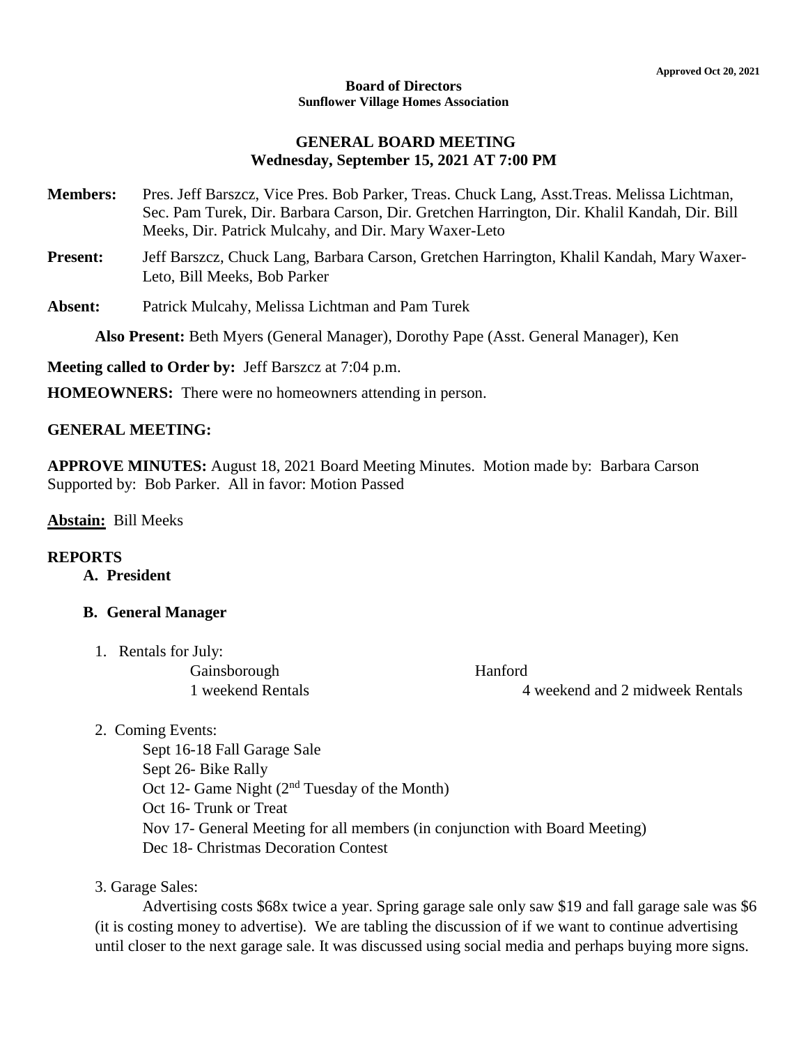Approved Oct 20, 2021

**Board of Directors**
**Sunflower Village Homes Association**

# GENERAL BOARD MEETING
## Wednesday, September 15, 2021 AT 7:00 PM

**Members:** Pres. Jeff Barszcz, Vice Pres. Bob Parker, Treas. Chuck Lang, Asst.Treas. Melissa Lichtman, Sec. Pam Turek, Dir. Barbara Carson, Dir. Gretchen Harrington, Dir. Khalil Kandah, Dir. Bill Meeks, Dir. Patrick Mulcahy, and Dir. Mary Waxer-Leto

**Present:** Jeff Barszcz, Chuck Lang, Barbara Carson, Gretchen Harrington, Khalil Kandah, Mary Waxer-Leto, Bill Meeks, Bob Parker

**Absent:** Patrick Mulcahy, Melissa Lichtman and Pam Turek

**Also Present:** Beth Myers (General Manager), Dorothy Pape (Asst. General Manager), Ken

**Meeting called to Order by:** Jeff Barszcz at 7:04 p.m.

**HOMEOWNERS:** There were no homeowners attending in person.

**GENERAL MEETING:**

**APPROVE MINUTES:** August 18, 2021 Board Meeting Minutes. Motion made by: Barbara Carson Supported by: Bob Parker. All in favor: Motion Passed

**Abstain:** Bill Meeks

**REPORTS**

**A. President**

**B. General Manager**

1. Rentals for July:

| Gainsborough | Hanford |
|---|---|
| 1 weekend Rentals | 4 weekend and 2 midweek Rentals |

2. Coming Events:
   - Sept 16-18 Fall Garage Sale
   - Sept 26- Bike Rally
   - Oct 12- Game Night (2nd Tuesday of the Month)
   - Oct 16- Trunk or Treat
   - Nov 17- General Meeting for all members (in conjunction with Board Meeting)
   - Dec 18- Christmas Decoration Contest

3. Garage Sales:

   Advertising costs $68x twice a year. Spring garage sale only saw $19 and fall garage sale was $6 (it is costing money to advertise). We are tabling the discussion of if we want to continue advertising until closer to the next garage sale. It was discussed using social media and perhaps buying more signs.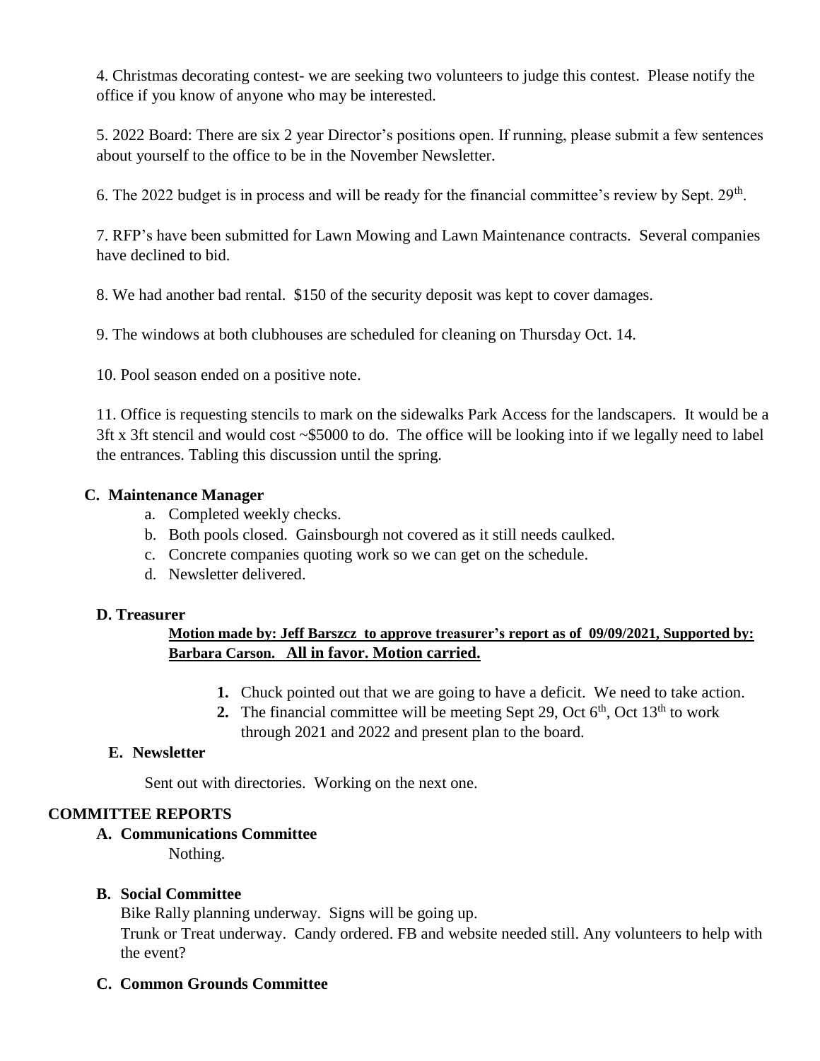4. Christmas decorating contest- we are seeking two volunteers to judge this contest. Please notify the office if you know of anyone who may be interested.

5. 2022 Board: There are six 2 year Director's positions open. If running, please submit a few sentences about yourself to the office to be in the November Newsletter.

6. The 2022 budget is in process and will be ready for the financial committee's review by Sept. 29th.

7. RFP's have been submitted for Lawn Mowing and Lawn Maintenance contracts. Several companies have declined to bid.

8. We had another bad rental. $150 of the security deposit was kept to cover damages.

9. The windows at both clubhouses are scheduled for cleaning on Thursday Oct. 14.

10. Pool season ended on a positive note.

11. Office is requesting stencils to mark on the sidewalks Park Access for the landscapers. It would be a 3ft x 3ft stencil and would cost ~$5000 to do. The office will be looking into if we legally need to label the entrances. Tabling this discussion until the spring.

**C. Maintenance Manager**

a. Completed weekly checks.
b. Both pools closed. Gainsbourgh not covered as it still needs caulked.
c. Concrete companies quoting work so we can get on the schedule.
d. Newsletter delivered.

**D. Treasurer**

**Motion made by: Jeff Barszcz to approve treasurer's report as of 09/09/2021, Supported by: Barbara Carson. All in favor. Motion carried.**

1. Chuck pointed out that we are going to have a deficit. We need to take action.
2. The financial committee will be meeting Sept 29, Oct 6th, Oct 13th to work through 2021 and 2022 and present plan to the board.

**E. Newsletter**

Sent out with directories. Working on the next one.

## COMMITTEE REPORTS

**A. Communications Committee**

Nothing.

**B. Social Committee**

Bike Rally planning underway. Signs will be going up.
Trunk or Treat underway. Candy ordered. FB and website needed still. Any volunteers to help with the event?

**C. Common Grounds Committee**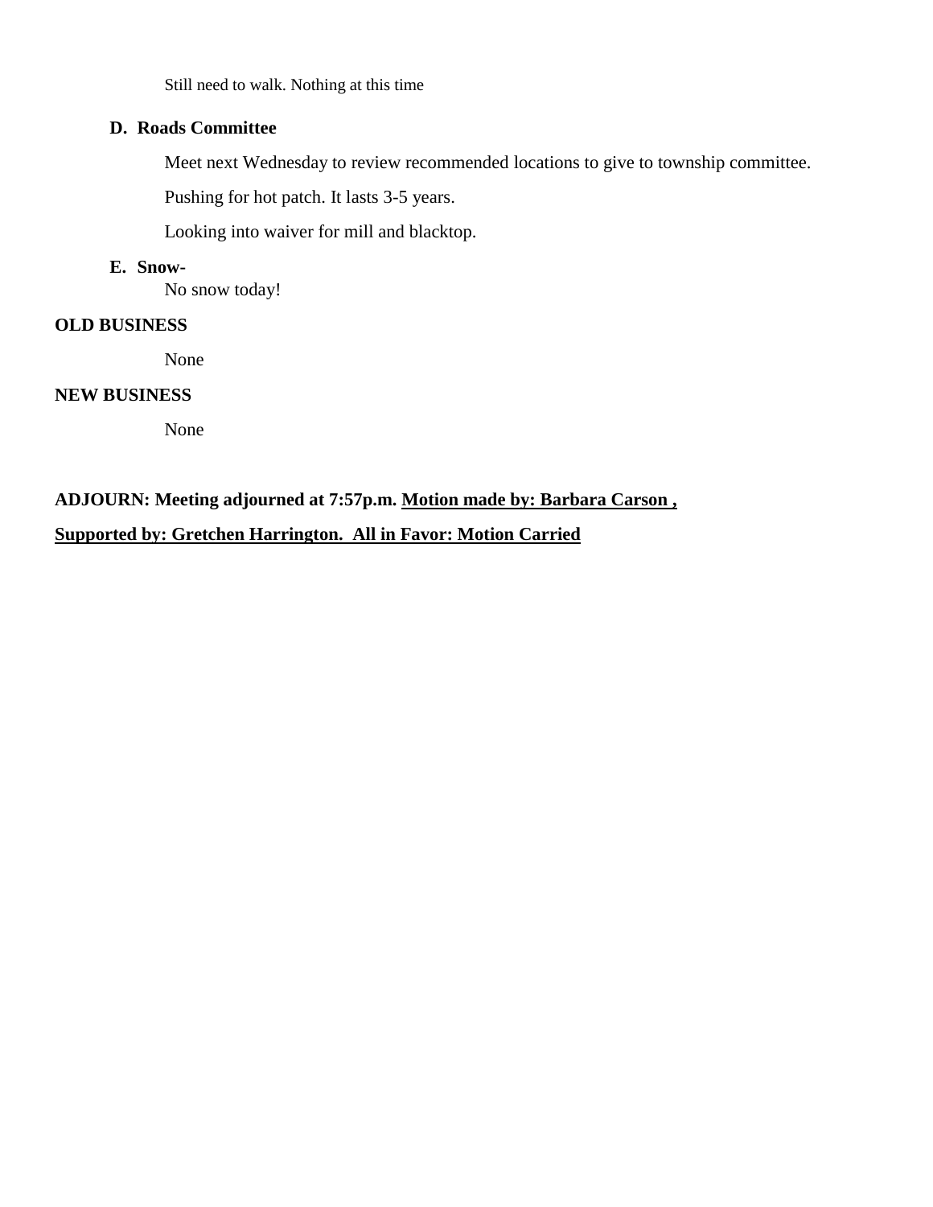Still need to walk. Nothing at this time

**D. Roads Committee**

Meet next Wednesday to review recommended locations to give to township committee.

Pushing for hot patch. It lasts 3-5 years.

Looking into waiver for mill and blacktop.

**E. Snow-**

No snow today!

**OLD BUSINESS**

None

**NEW BUSINESS**

None

**ADJOURN: Meeting adjourned at 7:57p.m. <u>Motion made by: Barbara Carson ,</u>**

**<u>Supported by: Gretchen Harrington. All in Favor: Motion Carried</u>**